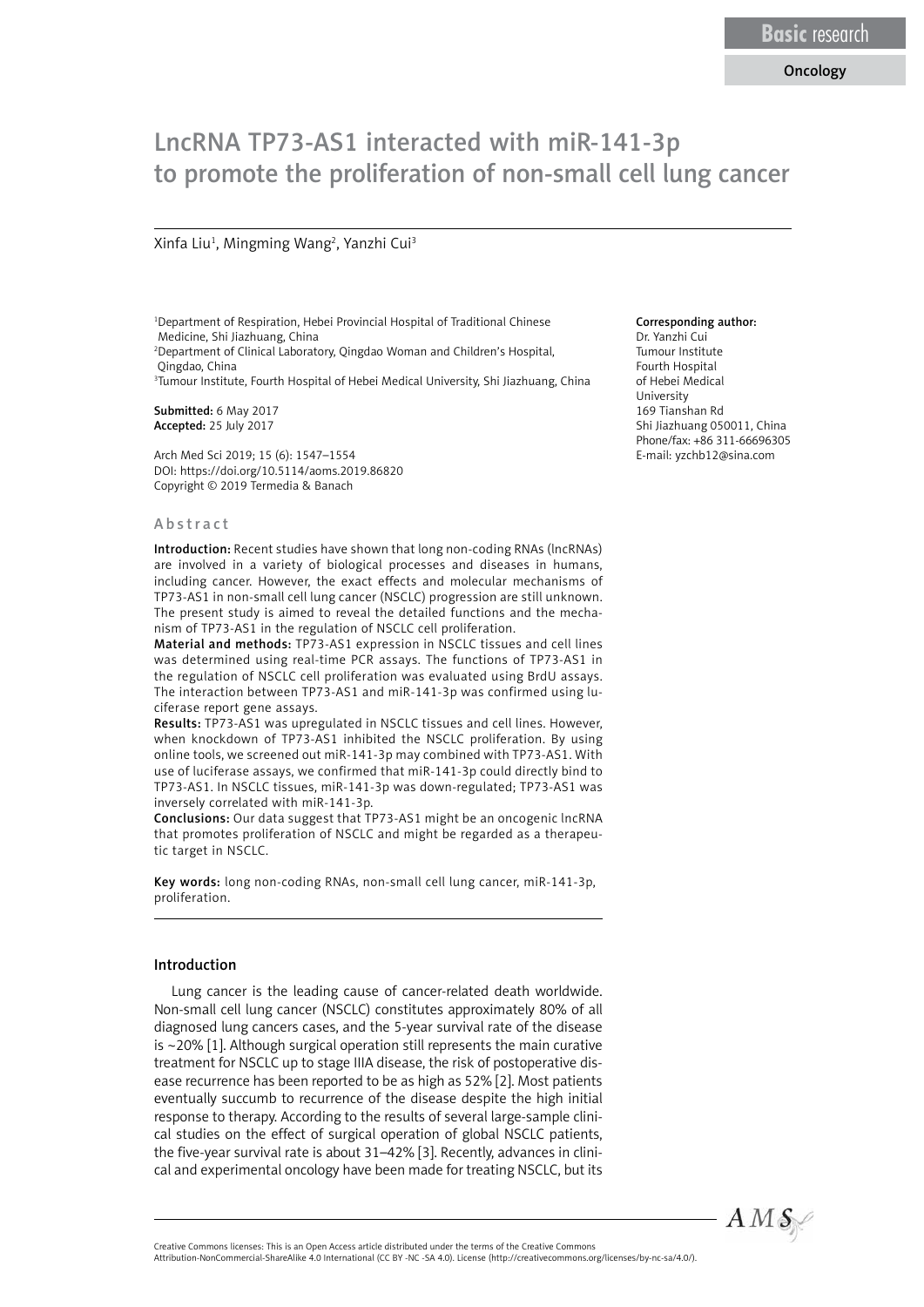Basic research

Oncology

# LncRNA TP73-AS1 interacted with miR-141-3p to promote the proliferation of non-small cell lung cancer

Xinfa Liu[1], Mingming Wang[2], Yanzhi Cui[3]

[1]Department of Respiration, Hebei Provincial Hospital of Traditional Chinese Medicine, Shi Jiazhuang, China
[2]Department of Clinical Laboratory, Qingdao Woman and Children's Hospital, Qingdao, China
[3]Tumour Institute, Fourth Hospital of Hebei Medical University, Shi Jiazhuang, China

**Submitted:** 6 May 2017
**Accepted:** 25 July 2017

Arch Med Sci 2019; 15 (6): 1547–1554
DOI: https://doi.org/10.5114/aoms.2019.86820
Copyright © 2019 Termedia & Banach

**Corresponding author:**
Dr. Yanzhi Cui
Tumour Institute
Fourth Hospital
of Hebei Medical
University
169 Tianshan Rd
Shi Jiazhuang 050011, China
Phone/fax: +86 311-66696305
E-mail: yzchb12@sina.com

## Abstract

**Introduction:** Recent studies have shown that long non-coding RNAs (lncRNAs) are involved in a variety of biological processes and diseases in humans, including cancer. However, the exact effects and molecular mechanisms of TP73-AS1 in non-small cell lung cancer (NSCLC) progression are still unknown. The present study is aimed to reveal the detailed functions and the mechanism of TP73-AS1 in the regulation of NSCLC cell proliferation.

**Material and methods:** TP73-AS1 expression in NSCLC tissues and cell lines was determined using real-time PCR assays. The functions of TP73-AS1 in the regulation of NSCLC cell proliferation was evaluated using BrdU assays. The interaction between TP73-AS1 and miR-141-3p was confirmed using luciferase report gene assays.

**Results:** TP73-AS1 was upregulated in NSCLC tissues and cell lines. However, when knockdown of TP73-AS1 inhibited the NSCLC proliferation. By using online tools, we screened out miR-141-3p may combined with TP73-AS1. With use of luciferase assays, we confirmed that miR-141-3p could directly bind to TP73-AS1. In NSCLC tissues, miR-141-3p was down-regulated; TP73-AS1 was inversely correlated with miR-141-3p.

**Conclusions:** Our data suggest that TP73-AS1 might be an oncogenic lncRNA that promotes proliferation of NSCLC and might be regarded as a therapeutic target in NSCLC.

**Key words:** long non-coding RNAs, non-small cell lung cancer, miR-141-3p, proliferation.

## Introduction

Lung cancer is the leading cause of cancer-related death worldwide. Non-small cell lung cancer (NSCLC) constitutes approximately 80% of all diagnosed lung cancers cases, and the 5-year survival rate of the disease is ~20% [1]. Although surgical operation still represents the main curative treatment for NSCLC up to stage IIIA disease, the risk of postoperative disease recurrence has been reported to be as high as 52% [2]. Most patients eventually succumb to recurrence of the disease despite the high initial response to therapy. According to the results of several large-sample clinical studies on the effect of surgical operation of global NSCLC patients, the five-year survival rate is about 31–42% [3]. Recently, advances in clinical and experimental oncology have been made for treating NSCLC, but its

Creative Commons licenses: This is an Open Access article distributed under the terms of the Creative Commons Attribution-NonCommercial-ShareAlike 4.0 International (CC BY -NC -SA 4.0). License (http://creativecommons.org/licenses/by-nc-sa/4.0/).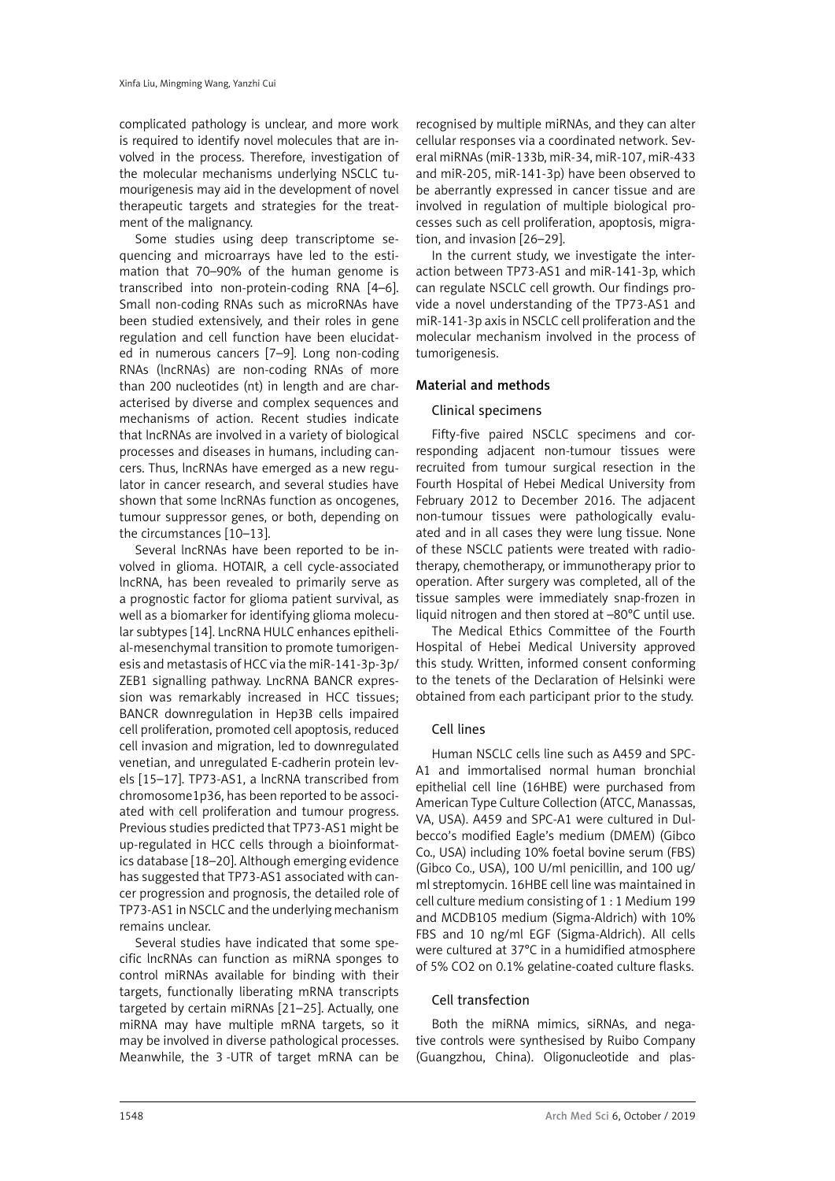complicated pathology is unclear, and more work is required to identify novel molecules that are involved in the process. Therefore, investigation of the molecular mechanisms underlying NSCLC tumourigenesis may aid in the development of novel therapeutic targets and strategies for the treatment of the malignancy.

Some studies using deep transcriptome sequencing and microarrays have led to the estimation that 70–90% of the human genome is transcribed into non-protein-coding RNA [4–6]. Small non-coding RNAs such as microRNAs have been studied extensively, and their roles in gene regulation and cell function have been elucidated in numerous cancers [7–9]. Long non-coding RNAs (lncRNAs) are non-coding RNAs of more than 200 nucleotides (nt) in length and are characterised by diverse and complex sequences and mechanisms of action. Recent studies indicate that lncRNAs are involved in a variety of biological processes and diseases in humans, including cancers. Thus, lncRNAs have emerged as a new regulator in cancer research, and several studies have shown that some lncRNAs function as oncogenes, tumour suppressor genes, or both, depending on the circumstances [10–13].

Several lncRNAs have been reported to be involved in glioma. HOTAIR, a cell cycle-associated lncRNA, has been revealed to primarily serve as a prognostic factor for glioma patient survival, as well as a biomarker for identifying glioma molecular subtypes [14]. LncRNA HULC enhances epithelial-mesenchymal transition to promote tumorigenesis and metastasis of HCC via the miR-141-3p-3p/ZEB1 signalling pathway. LncRNA BANCR expression was remarkably increased in HCC tissues; BANCR downregulation in Hep3B cells impaired cell proliferation, promoted cell apoptosis, reduced cell invasion and migration, led to downregulated venetian, and unregulated E-cadherin protein levels [15–17]. TP73-AS1, a lncRNA transcribed from chromosome1p36, has been reported to be associated with cell proliferation and tumour progress. Previous studies predicted that TP73-AS1 might be up-regulated in HCC cells through a bioinformatics database [18–20]. Although emerging evidence has suggested that TP73-AS1 associated with cancer progression and prognosis, the detailed role of TP73-AS1 in NSCLC and the underlying mechanism remains unclear.

Several studies have indicated that some specific lncRNAs can function as miRNA sponges to control miRNAs available for binding with their targets, functionally liberating mRNA transcripts targeted by certain miRNAs [21–25]. Actually, one miRNA may have multiple mRNA targets, so it may be involved in diverse pathological processes. Meanwhile, the 3 -UTR of target mRNA can be recognised by multiple miRNAs, and they can alter cellular responses via a coordinated network. Several miRNAs (miR-133b, miR-34, miR-107, miR-433 and miR-205, miR-141-3p) have been observed to be aberrantly expressed in cancer tissue and are involved in regulation of multiple biological processes such as cell proliferation, apoptosis, migration, and invasion [26–29].

In the current study, we investigate the interaction between TP73-AS1 and miR-141-3p, which can regulate NSCLC cell growth. Our findings provide a novel understanding of the TP73-AS1 and miR-141-3p axis in NSCLC cell proliferation and the molecular mechanism involved in the process of tumorigenesis.

## Material and methods

### Clinical specimens

Fifty-five paired NSCLC specimens and corresponding adjacent non-tumour tissues were recruited from tumour surgical resection in the Fourth Hospital of Hebei Medical University from February 2012 to December 2016. The adjacent non-tumour tissues were pathologically evaluated and in all cases they were lung tissue. None of these NSCLC patients were treated with radiotherapy, chemotherapy, or immunotherapy prior to operation. After surgery was completed, all of the tissue samples were immediately snap-frozen in liquid nitrogen and then stored at –80°C until use.

The Medical Ethics Committee of the Fourth Hospital of Hebei Medical University approved this study. Written, informed consent conforming to the tenets of the Declaration of Helsinki were obtained from each participant prior to the study.

### Cell lines

Human NSCLC cells line such as A459 and SPC-A1 and immortalised normal human bronchial epithelial cell line (16HBE) were purchased from American Type Culture Collection (ATCC, Manassas, VA, USA). A459 and SPC-A1 were cultured in Dulbecco's modified Eagle's medium (DMEM) (Gibco Co., USA) including 10% foetal bovine serum (FBS) (Gibco Co., USA), 100 U/ml penicillin, and 100 ug/ml streptomycin. 16HBE cell line was maintained in cell culture medium consisting of 1 : 1 Medium 199 and MCDB105 medium (Sigma-Aldrich) with 10% FBS and 10 ng/ml EGF (Sigma-Aldrich). All cells were cultured at 37°C in a humidified atmosphere of 5% $CO_2$ on 0.1% gelatine-coated culture flasks.

### Cell transfection

Both the miRNA mimics, siRNAs, and negative controls were synthesised by Ruibo Company (Guangzhou, China). Oligonucleotide and plas-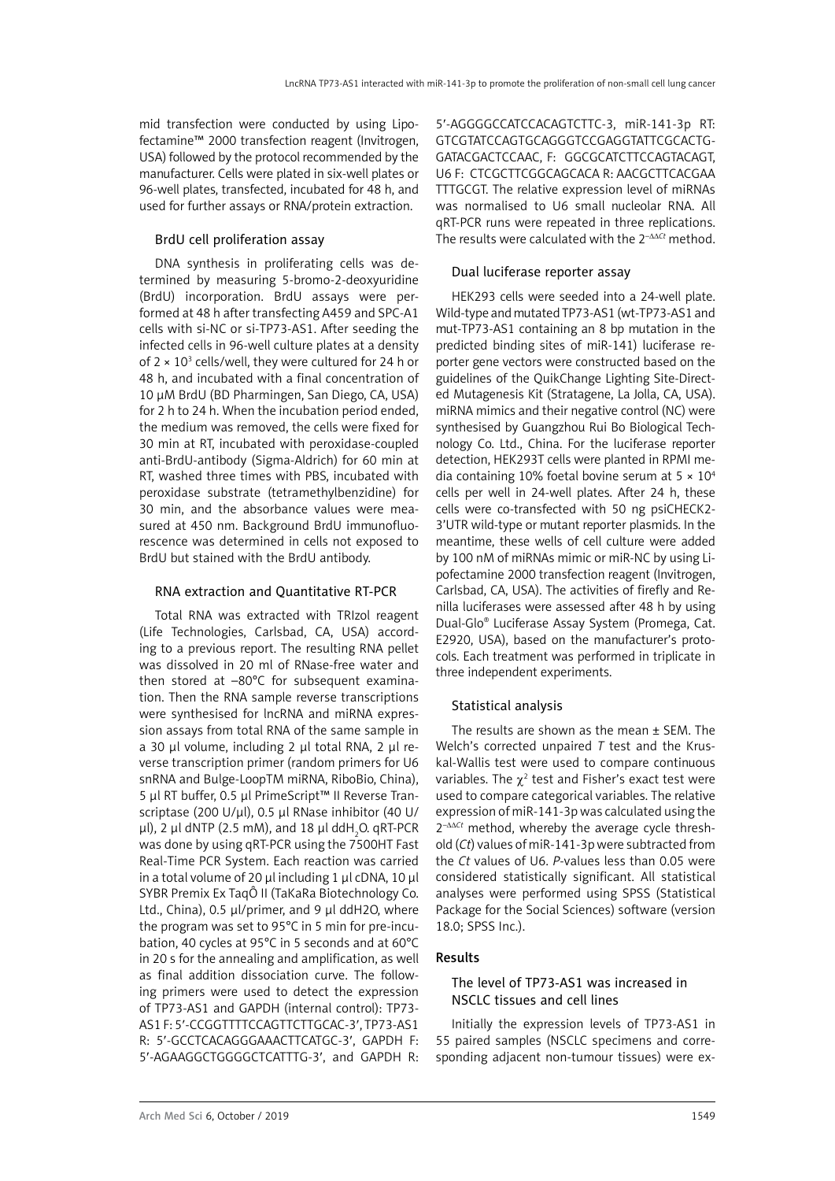mid transfection were conducted by using Lipofectamine™ 2000 transfection reagent (Invitrogen, USA) followed by the protocol recommended by the manufacturer. Cells were plated in six-well plates or 96-well plates, transfected, incubated for 48 h, and used for further assays or RNA/protein extraction.

### BrdU cell proliferation assay

DNA synthesis in proliferating cells was determined by measuring 5-bromo-2-deoxyuridine (BrdU) incorporation. BrdU assays were performed at 48 h after transfecting A459 and SPC-A1 cells with si-NC or si-TP73-AS1. After seeding the infected cells in 96-well culture plates at a density of $2 \times 10^3$ cells/well, they were cultured for 24 h or 48 h, and incubated with a final concentration of 10 µM BrdU (BD Pharmingen, San Diego, CA, USA) for 2 h to 24 h. When the incubation period ended, the medium was removed, the cells were fixed for 30 min at RT, incubated with peroxidase-coupled anti-BrdU-antibody (Sigma-Aldrich) for 60 min at RT, washed three times with PBS, incubated with peroxidase substrate (tetramethylbenzidine) for 30 min, and the absorbance values were measured at 450 nm. Background BrdU immunofluorescence was determined in cells not exposed to BrdU but stained with the BrdU antibody.

### RNA extraction and Quantitative RT-PCR

Total RNA was extracted with TRIzol reagent (Life Technologies, Carlsbad, CA, USA) according to a previous report. The resulting RNA pellet was dissolved in 20 ml of RNase-free water and then stored at –80°C for subsequent examination. Then the RNA sample reverse transcriptions were synthesised for lncRNA and miRNA expression assays from total RNA of the same sample in a 30 µl volume, including 2 µl total RNA, 2 µl reverse transcription primer (random primers for U6 snRNA and Bulge-LoopTM miRNA, RiboBio, China), 5 µl RT buffer, 0.5 µl PrimeScript™ II Reverse Transcriptase (200 U/µl), 0.5 µl RNase inhibitor (40 U/µl), 2 µl dNTP (2.5 mM), and 18 µl ddH$_2$O. qRT-PCR was done by using qRT-PCR using the 7500HT Fast Real-Time PCR System. Each reaction was carried in a total volume of 20 µl including 1 µl cDNA, 10 µl SYBR Premix Ex TaqÔ II (TaKaRa Biotechnology Co. Ltd., China), 0.5 µl/primer, and 9 µl ddH2O, where the program was set to 95°C in 5 min for pre-incubation, 40 cycles at 95°C in 5 seconds and at 60°C in 20 s for the annealing and amplification, as well as final addition dissociation curve. The following primers were used to detect the expression of TP73-AS1 and GAPDH (internal control): TP73-AS1 F: 5′-CCGGTTTTCCAGTTCTTGCAC-3′, TP73-AS1 R: 5′-GCCTCACAGGGAAACTTCATGC-3′, GAPDH F: 5′-AGAAGGCTGGGGCTCATTTG-3′, and GAPDH R: 5′-AGGGGCCATCCACAGTCTTC-3, miR-141-3p RT: GTCGTATCCAGTGCAGGGTCCGAGGTATTCGCACTGGATACGACTCCAAC, F: GGCGCATCTTCCAGTACAGT, U6 F: CTCGCTTCGGCAGCACA R: AACGCTTCACGAATTTGCGT. The relative expression level of miRNAs was normalised to U6 small nucleolar RNA. All qRT-PCR runs were repeated in three replications. The results were calculated with the $2^{-\Delta\Delta Ct}$ method.

### Dual luciferase reporter assay

HEK293 cells were seeded into a 24-well plate. Wild-type and mutated TP73-AS1 (wt-TP73-AS1 and mut-TP73-AS1 containing an 8 bp mutation in the predicted binding sites of miR-141) luciferase reporter gene vectors were constructed based on the guidelines of the QuikChange Lighting Site-Directed Mutagenesis Kit (Stratagene, La Jolla, CA, USA). miRNA mimics and their negative control (NC) were synthesised by Guangzhou Rui Bo Biological Technology Co. Ltd., China. For the luciferase reporter detection, HEK293T cells were planted in RPMI media containing 10% foetal bovine serum at $5 \times 10^4$ cells per well in 24-well plates. After 24 h, these cells were co-transfected with 50 ng psiCHECK2-3′UTR wild-type or mutant reporter plasmids. In the meantime, these wells of cell culture were added by 100 nM of miRNAs mimic or miR-NC by using Lipofectamine 2000 transfection reagent (Invitrogen, Carlsbad, CA, USA). The activities of firefly and Renilla luciferases were assessed after 48 h by using Dual-Glo® Luciferase Assay System (Promega, Cat. E2920, USA), based on the manufacturer's protocols. Each treatment was performed in triplicate in three independent experiments.

### Statistical analysis

The results are shown as the mean ± SEM. The Welch's corrected unpaired *T* test and the Kruskal-Wallis test were used to compare continuous variables. The $\chi^2$ test and Fisher's exact test were used to compare categorical variables. The relative expression of miR-141-3p was calculated using the $2^{-\Delta\Delta Ct}$ method, whereby the average cycle threshold (*Ct*) values of miR-141-3p were subtracted from the *Ct* values of U6. *P*-values less than 0.05 were considered statistically significant. All statistical analyses were performed using SPSS (Statistical Package for the Social Sciences) software (version 18.0; SPSS Inc.).

## Results

### The level of TP73-AS1 was increased in NSCLC tissues and cell lines

Initially the expression levels of TP73-AS1 in 55 paired samples (NSCLC specimens and corresponding adjacent non-tumour tissues) were ex-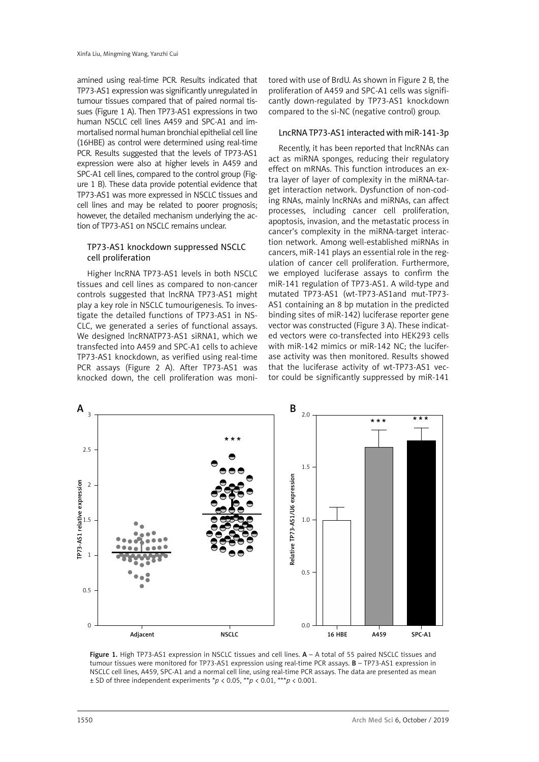amined using real-time PCR. Results indicated that TP73-AS1 expression was significantly unregulated in tumour tissues compared that of paired normal tissues (Figure 1 A). Then TP73-AS1 expressions in two human NSCLC cell lines A459 and SPC-A1 and immortalised normal human bronchial epithelial cell line (16HBE) as control were determined using real-time PCR. Results suggested that the levels of TP73-AS1 expression were also at higher levels in A459 and SPC-A1 cell lines, compared to the control group (Figure 1 B). These data provide potential evidence that TP73-AS1 was more expressed in NSCLC tissues and cell lines and may be related to poorer prognosis; however, the detailed mechanism underlying the action of TP73-AS1 on NSCLC remains unclear.

### TP73-AS1 knockdown suppressed NSCLC cell proliferation

Higher lncRNA TP73-AS1 levels in both NSCLC tissues and cell lines as compared to non-cancer controls suggested that lncRNA TP73-AS1 might play a key role in NSCLC tumourigenesis. To investigate the detailed functions of TP73-AS1 in NSCLC, we generated a series of functional assays. We designed lncRNATP73-AS1 siRNA1, which we transfected into A459 and SPC-A1 cells to achieve TP73-AS1 knockdown, as verified using real-time PCR assays (Figure 2 A). After TP73-AS1 was knocked down, the cell proliferation was monitored with use of BrdU. As shown in Figure 2 B, the proliferation of A459 and SPC-A1 cells was significantly down-regulated by TP73-AS1 knockdown compared to the si-NC (negative control) group.

### LncRNA TP73-AS1 interacted with miR-141-3p

Recently, it has been reported that lncRNAs can act as miRNA sponges, reducing their regulatory effect on mRNAs. This function introduces an extra layer of layer of complexity in the miRNA-target interaction network. Dysfunction of non-coding RNAs, mainly lncRNAs and miRNAs, can affect processes, including cancer cell proliferation, apoptosis, invasion, and the metastatic process in cancer's complexity in the miRNA-target interaction network. Among well-established miRNAs in cancers, miR-141 plays an essential role in the regulation of cancer cell proliferation. Furthermore, we employed luciferase assays to confirm the miR-141 regulation of TP73-AS1. A wild-type and mutated TP73-AS1 (wt-TP73-AS1and mut-TP73-AS1 containing an 8 bp mutation in the predicted binding sites of miR-142) luciferase reporter gene vector was constructed (Figure 3 A). These indicated vectors were co-transfected into HEK293 cells with miR-142 mimics or miR-142 NC; the luciferase activity was then monitored. Results showed that the luciferase activity of wt-TP73-AS1 vector could be significantly suppressed by miR-141

**Figure 1.** High TP73-AS1 expression in NSCLC tissues and cell lines. **A** – A total of 55 paired NSCLC tissues and tumour tissues were monitored for TP73-AS1 expression using real-time PCR assays. **B** – TP73-AS1 expression in NSCLC cell lines, A459, SPC-A1 and a normal cell line, using real-time PCR assays. The data are presented as mean ± SD of three independent experiments \*$p < 0.05$, \*\*$p < 0.01$, \*\*\*$p < 0.001$.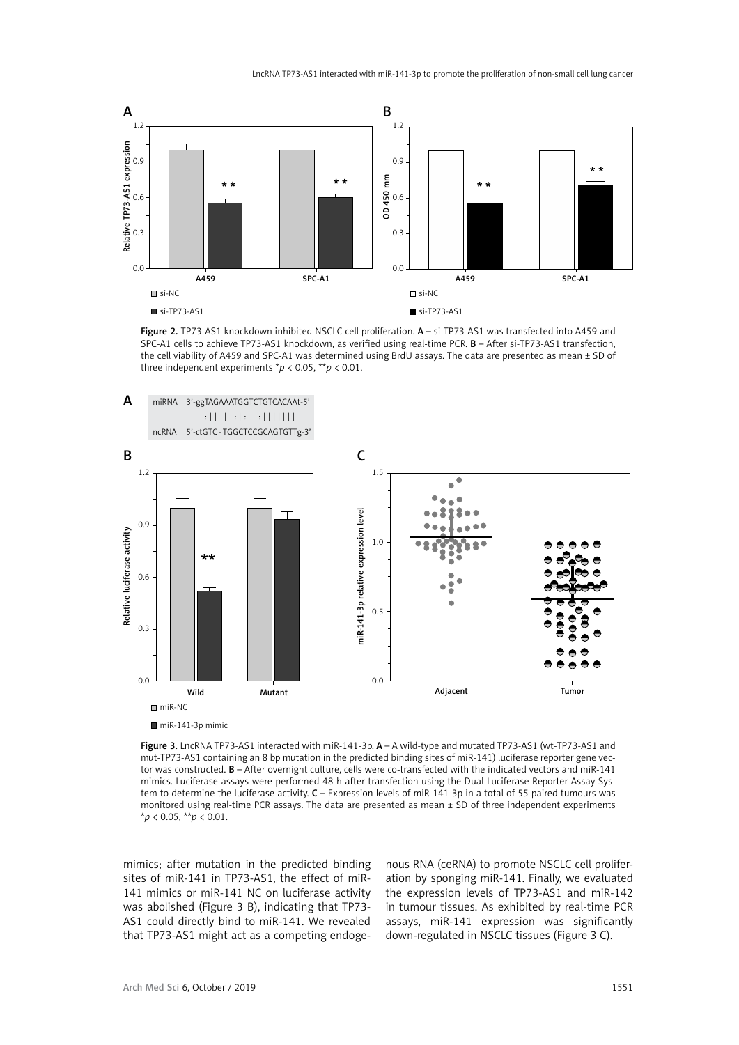Figure 2. TP73-AS1 knockdown inhibited NSCLC cell proliferation. **A** – si-TP73-AS1 was transfected into A459 and SPC-A1 cells to achieve TP73-AS1 knockdown, as verified using real-time PCR. **B** – After si-TP73-AS1 transfection, the cell viability of A459 and SPC-A1 was determined using BrdU assays. The data are presented as mean ± SD of three independent experiments \*$p < 0.05$, \*\*$p < 0.01$.

```
miRNA  3'-ggTAGAAATGGTCTGTCACAAt-5'
             :||  |  :|:    :|||||||
ncRNA  5'-ctGTC-TGGCTCCGCAGTGTTg-3'
```

Figure 3. LncRNA TP73-AS1 interacted with miR-141-3p. **A** – A wild-type and mutated TP73-AS1 (wt-TP73-AS1 and mut-TP73-AS1 containing an 8 bp mutation in the predicted binding sites of miR-141) luciferase reporter gene vector was constructed. **B** – After overnight culture, cells were co-transfected with the indicated vectors and miR-141 mimics. Luciferase assays were performed 48 h after transfection using the Dual Luciferase Reporter Assay System to determine the luciferase activity. **C** – Expression levels of miR-141-3p in a total of 55 paired tumours was monitored using real-time PCR assays. The data are presented as mean ± SD of three independent experiments \*$p < 0.05$, \*\*$p < 0.01$.

mimics; after mutation in the predicted binding sites of miR-141 in TP73-AS1, the effect of miR-141 mimics or miR-141 NC on luciferase activity was abolished (Figure 3 B), indicating that TP73-AS1 could directly bind to miR-141. We revealed that TP73-AS1 might act as a competing endogenous RNA (ceRNA) to promote NSCLC cell proliferation by sponging miR-141. Finally, we evaluated the expression levels of TP73-AS1 and miR-142 in tumour tissues. As exhibited by real-time PCR assays, miR-141 expression was significantly down-regulated in NSCLC tissues (Figure 3 C).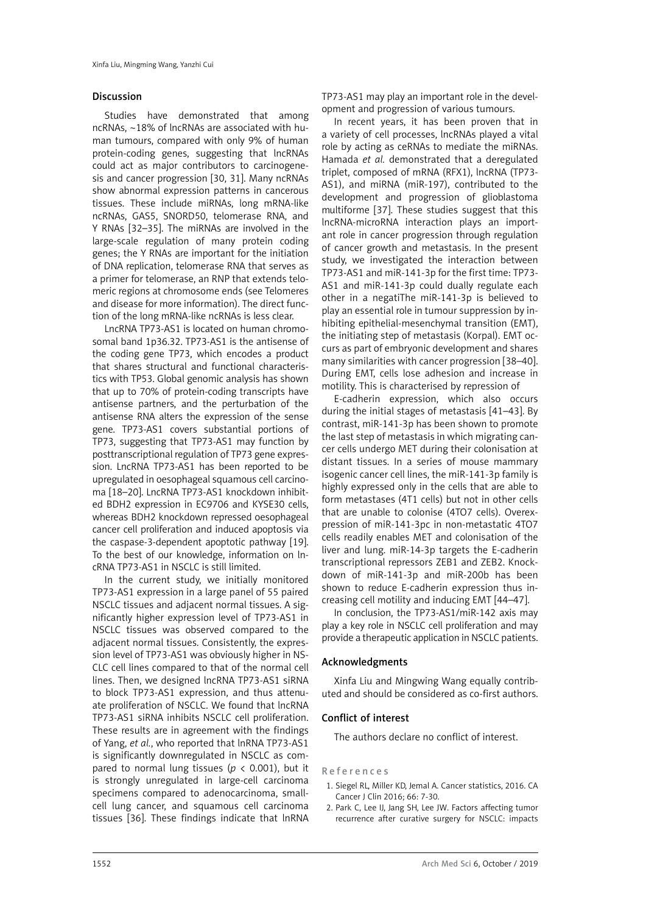## Discussion

Studies have demonstrated that among ncRNAs, ~18% of lncRNAs are associated with human tumours, compared with only 9% of human protein-coding genes, suggesting that lncRNAs could act as major contributors to carcinogenesis and cancer progression [30, 31]. Many ncRNAs show abnormal expression patterns in cancerous tissues. These include miRNAs, long mRNA-like ncRNAs, GAS5, SNORD50, telomerase RNA, and Y RNAs [32–35]. The miRNAs are involved in the large-scale regulation of many protein coding genes; the Y RNAs are important for the initiation of DNA replication, telomerase RNA that serves as a primer for telomerase, an RNP that extends telomeric regions at chromosome ends (see Telomeres and disease for more information). The direct function of the long mRNA-like ncRNAs is less clear.

LncRNA TP73-AS1 is located on human chromosomal band 1p36.32. TP73-AS1 is the antisense of the coding gene TP73, which encodes a product that shares structural and functional characteristics with TP53. Global genomic analysis has shown that up to 70% of protein-coding transcripts have antisense partners, and the perturbation of the antisense RNA alters the expression of the sense gene. TP73-AS1 covers substantial portions of TP73, suggesting that TP73-AS1 may function by posttranscriptional regulation of TP73 gene expression. LncRNA TP73-AS1 has been reported to be upregulated in oesophageal squamous cell carcinoma [18–20]. LncRNA TP73-AS1 knockdown inhibited BDH2 expression in EC9706 and KYSE30 cells, whereas BDH2 knockdown repressed oesophageal cancer cell proliferation and induced apoptosis via the caspase-3-dependent apoptotic pathway [19]. To the best of our knowledge, information on lncRNA TP73-AS1 in NSCLC is still limited.

In the current study, we initially monitored TP73-AS1 expression in a large panel of 55 paired NSCLC tissues and adjacent normal tissues. A significantly higher expression level of TP73-AS1 in NSCLC tissues was observed compared to the adjacent normal tissues. Consistently, the expression level of TP73-AS1 was obviously higher in NSCLC cell lines compared to that of the normal cell lines. Then, we designed lncRNA TP73-AS1 siRNA to block TP73-AS1 expression, and thus attenuate proliferation of NSCLC. We found that lncRNA TP73-AS1 siRNA inhibits NSCLC cell proliferation. These results are in agreement with the findings of Yang, *et al.*, who reported that lnRNA TP73-AS1 is significantly downregulated in NSCLC as compared to normal lung tissues ($p < 0.001$), but it is strongly unregulated in large-cell carcinoma specimens compared to adenocarcinoma, small-cell lung cancer, and squamous cell carcinoma tissues [36]. These findings indicate that lnRNA TP73-AS1 may play an important role in the development and progression of various tumours.

In recent years, it has been proven that in a variety of cell processes, lncRNAs played a vital role by acting as ceRNAs to mediate the miRNAs. Hamada *et al.* demonstrated that a deregulated triplet, composed of mRNA (RFX1), lncRNA (TP73-AS1), and miRNA (miR-197), contributed to the development and progression of glioblastoma multiforme [37]. These studies suggest that this lncRNA-microRNA interaction plays an important role in cancer progression through regulation of cancer growth and metastasis. In the present study, we investigated the interaction between TP73-AS1 and miR-141-3p for the first time: TP73-AS1 and miR-141-3p could dually regulate each other in a negatiThe miR-141-3p is believed to play an essential role in tumour suppression by inhibiting epithelial-mesenchymal transition (EMT), the initiating step of metastasis (Korpal). EMT occurs as part of embryonic development and shares many similarities with cancer progression [38–40]. During EMT, cells lose adhesion and increase in motility. This is characterised by repression of

E-cadherin expression, which also occurs during the initial stages of metastasis [41–43]. By contrast, miR-141-3p has been shown to promote the last step of metastasis in which migrating cancer cells undergo MET during their colonisation at distant tissues. In a series of mouse mammary isogenic cancer cell lines, the miR-141-3p family is highly expressed only in the cells that are able to form metastases (4T1 cells) but not in other cells that are unable to colonise (4TO7 cells). Overexpression of miR-141-3pc in non-metastatic 4TO7 cells readily enables MET and colonisation of the liver and lung. miR-14-3p targets the E-cadherin transcriptional repressors ZEB1 and ZEB2. Knockdown of miR-141-3p and miR-200b has been shown to reduce E-cadherin expression thus increasing cell motility and inducing EMT [44–47].

In conclusion, the TP73-AS1/miR-142 axis may play a key role in NSCLC cell proliferation and may provide a therapeutic application in NSCLC patients.

## Acknowledgments

Xinfa Liu and Mingwing Wang equally contributed and should be considered as co-first authors.

## Conflict of interest

The authors declare no conflict of interest.

## References

1. Siegel RL, Miller KD, Jemal A. Cancer statistics, 2016. CA Cancer J Clin 2016; 66: 7-30.
2. Park C, Lee IJ, Jang SH, Lee JW. Factors affecting tumor recurrence after curative surgery for NSCLC: impacts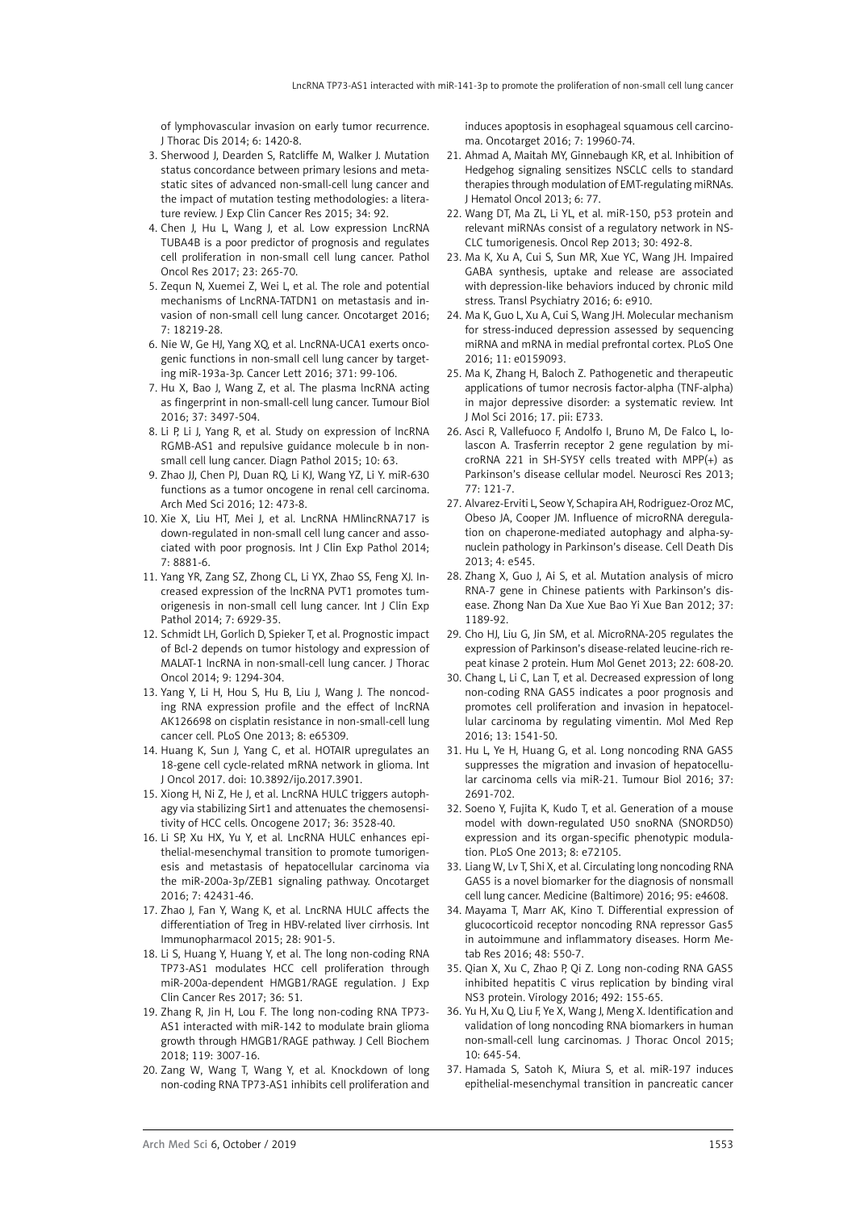of lymphovascular invasion on early tumor recurrence. J Thorac Dis 2014; 6: 1420-8.

3. Sherwood J, Dearden S, Ratcliffe M, Walker J. Mutation status concordance between primary lesions and metastatic sites of advanced non-small-cell lung cancer and the impact of mutation testing methodologies: a literature review. J Exp Clin Cancer Res 2015; 34: 92.
4. Chen J, Hu L, Wang J, et al. Low expression LncRNA TUBA4B is a poor predictor of prognosis and regulates cell proliferation in non-small cell lung cancer. Pathol Oncol Res 2017; 23: 265-70.
5. Zequn N, Xuemei Z, Wei L, et al. The role and potential mechanisms of LncRNA-TATDN1 on metastasis and invasion of non-small cell lung cancer. Oncotarget 2016; 7: 18219-28.
6. Nie W, Ge HJ, Yang XQ, et al. LncRNA-UCA1 exerts oncogenic functions in non-small cell lung cancer by targeting miR-193a-3p. Cancer Lett 2016; 371: 99-106.
7. Hu X, Bao J, Wang Z, et al. The plasma lncRNA acting as fingerprint in non-small-cell lung cancer. Tumour Biol 2016; 37: 3497-504.
8. Li P, Li J, Yang R, et al. Study on expression of lncRNA RGMB-AS1 and repulsive guidance molecule b in non-small cell lung cancer. Diagn Pathol 2015; 10: 63.
9. Zhao JJ, Chen PJ, Duan RQ, Li KJ, Wang YZ, Li Y. miR-630 functions as a tumor oncogene in renal cell carcinoma. Arch Med Sci 2016; 12: 473-8.
10. Xie X, Liu HT, Mei J, et al. LncRNA HMlincRNA717 is down-regulated in non-small cell lung cancer and associated with poor prognosis. Int J Clin Exp Pathol 2014; 7: 8881-6.
11. Yang YR, Zang SZ, Zhong CL, Li YX, Zhao SS, Feng XJ. Increased expression of the lncRNA PVT1 promotes tumorigenesis in non-small cell lung cancer. Int J Clin Exp Pathol 2014; 7: 6929-35.
12. Schmidt LH, Gorlich D, Spieker T, et al. Prognostic impact of Bcl-2 depends on tumor histology and expression of MALAT-1 lncRNA in non-small-cell lung cancer. J Thorac Oncol 2014; 9: 1294-304.
13. Yang Y, Li H, Hou S, Hu B, Liu J, Wang J. The noncoding RNA expression profile and the effect of lncRNA AK126698 on cisplatin resistance in non-small-cell lung cancer cell. PLoS One 2013; 8: e65309.
14. Huang K, Sun J, Yang C, et al. HOTAIR upregulates an 18-gene cell cycle-related mRNA network in glioma. Int J Oncol 2017. doi: 10.3892/ijo.2017.3901.
15. Xiong H, Ni Z, He J, et al. LncRNA HULC triggers autophagy via stabilizing Sirt1 and attenuates the chemosensitivity of HCC cells. Oncogene 2017; 36: 3528-40.
16. Li SP, Xu HX, Yu Y, et al. LncRNA HULC enhances epithelial-mesenchymal transition to promote tumorigenesis and metastasis of hepatocellular carcinoma via the miR-200a-3p/ZEB1 signaling pathway. Oncotarget 2016; 7: 42431-46.
17. Zhao J, Fan Y, Wang K, et al. LncRNA HULC affects the differentiation of Treg in HBV-related liver cirrhosis. Int Immunopharmacol 2015; 28: 901-5.
18. Li S, Huang Y, Huang Y, et al. The long non-coding RNA TP73-AS1 modulates HCC cell proliferation through miR-200a-dependent HMGB1/RAGE regulation. J Exp Clin Cancer Res 2017; 36: 51.
19. Zhang R, Jin H, Lou F. The long non-coding RNA TP73-AS1 interacted with miR-142 to modulate brain glioma growth through HMGB1/RAGE pathway. J Cell Biochem 2018; 119: 3007-16.
20. Zang W, Wang T, Wang Y, et al. Knockdown of long non-coding RNA TP73-AS1 inhibits cell proliferation and induces apoptosis in esophageal squamous cell carcinoma. Oncotarget 2016; 7: 19960-74.
21. Ahmad A, Maitah MY, Ginnebaugh KR, et al. Inhibition of Hedgehog signaling sensitizes NSCLC cells to standard therapies through modulation of EMT-regulating miRNAs. J Hematol Oncol 2013; 6: 77.
22. Wang DT, Ma ZL, Li YL, et al. miR-150, p53 protein and relevant miRNAs consist of a regulatory network in NSCLC tumorigenesis. Oncol Rep 2013; 30: 492-8.
23. Ma K, Xu A, Cui S, Sun MR, Xue YC, Wang JH. Impaired GABA synthesis, uptake and release are associated with depression-like behaviors induced by chronic mild stress. Transl Psychiatry 2016; 6: e910.
24. Ma K, Guo L, Xu A, Cui S, Wang JH. Molecular mechanism for stress-induced depression assessed by sequencing miRNA and mRNA in medial prefrontal cortex. PLoS One 2016; 11: e0159093.
25. Ma K, Zhang H, Baloch Z. Pathogenetic and therapeutic applications of tumor necrosis factor-alpha (TNF-alpha) in major depressive disorder: a systematic review. Int J Mol Sci 2016; 17. pii: E733.
26. Asci R, Vallefuoco F, Andolfo I, Bruno M, De Falco L, Iolascon A. Trasferrin receptor 2 gene regulation by microRNA 221 in SH-SY5Y cells treated with MPP(+) as Parkinson's disease cellular model. Neurosci Res 2013; 77: 121-7.
27. Alvarez-Erviti L, Seow Y, Schapira AH, Rodriguez-Oroz MC, Obeso JA, Cooper JM. Influence of microRNA deregulation on chaperone-mediated autophagy and alpha-synuclein pathology in Parkinson's disease. Cell Death Dis 2013; 4: e545.
28. Zhang X, Guo J, Ai S, et al. Mutation analysis of micro RNA-7 gene in Chinese patients with Parkinson's disease. Zhong Nan Da Xue Xue Bao Yi Xue Ban 2012; 37: 1189-92.
29. Cho HJ, Liu G, Jin SM, et al. MicroRNA-205 regulates the expression of Parkinson's disease-related leucine-rich repeat kinase 2 protein. Hum Mol Genet 2013; 22: 608-20.
30. Chang L, Li C, Lan T, et al. Decreased expression of long non-coding RNA GAS5 indicates a poor prognosis and promotes cell proliferation and invasion in hepatocellular carcinoma by regulating vimentin. Mol Med Rep 2016; 13: 1541-50.
31. Hu L, Ye H, Huang G, et al. Long noncoding RNA GAS5 suppresses the migration and invasion of hepatocellular carcinoma cells via miR-21. Tumour Biol 2016; 37: 2691-702.
32. Soeno Y, Fujita K, Kudo T, et al. Generation of a mouse model with down-regulated U50 snoRNA (SNORD50) expression and its organ-specific phenotypic modulation. PLoS One 2013; 8: e72105.
33. Liang W, Lv T, Shi X, et al. Circulating long noncoding RNA GAS5 is a novel biomarker for the diagnosis of nonsmall cell lung cancer. Medicine (Baltimore) 2016; 95: e4608.
34. Mayama T, Marr AK, Kino T. Differential expression of glucocorticoid receptor noncoding RNA repressor Gas5 in autoimmune and inflammatory diseases. Horm Metab Res 2016; 48: 550-7.
35. Qian X, Xu C, Zhao P, Qi Z. Long non-coding RNA GAS5 inhibited hepatitis C virus replication by binding viral NS3 protein. Virology 2016; 492: 155-65.
36. Yu H, Xu Q, Liu F, Ye X, Wang J, Meng X. Identification and validation of long noncoding RNA biomarkers in human non-small-cell lung carcinomas. J Thorac Oncol 2015; 10: 645-54.
37. Hamada S, Satoh K, Miura S, et al. miR-197 induces epithelial-mesenchymal transition in pancreatic cancer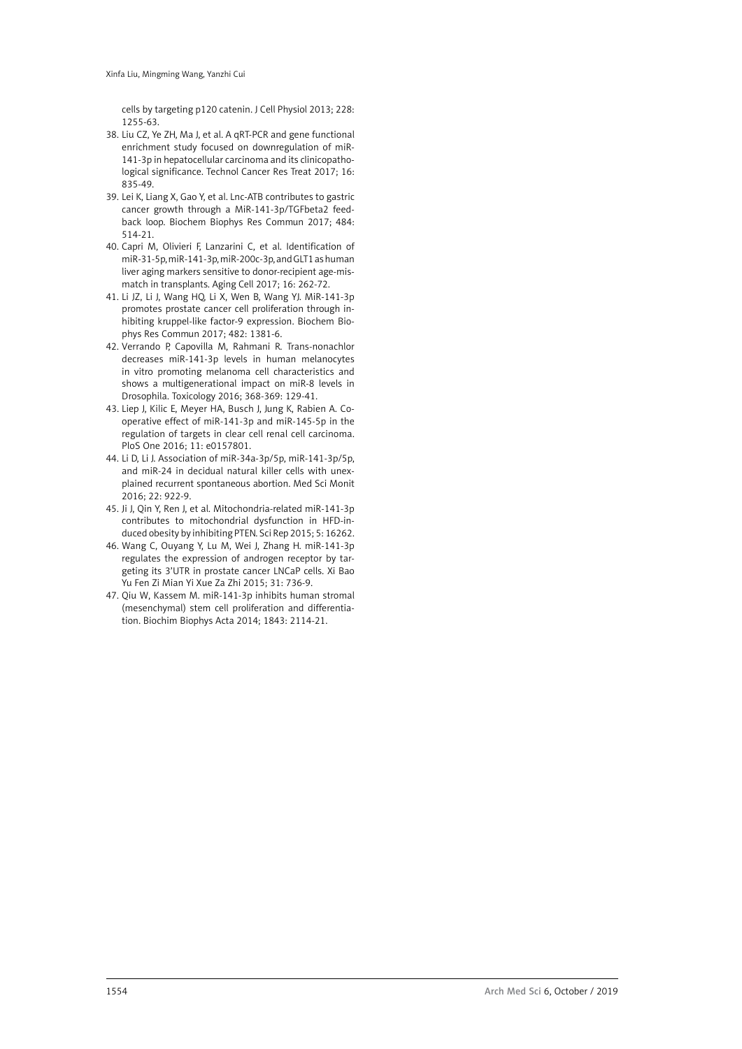cells by targeting p120 catenin. J Cell Physiol 2013; 228: 1255-63.

38. Liu CZ, Ye ZH, Ma J, et al. A qRT-PCR and gene functional enrichment study focused on downregulation of miR-141-3p in hepatocellular carcinoma and its clinicopathological significance. Technol Cancer Res Treat 2017; 16: 835-49.
39. Lei K, Liang X, Gao Y, et al. Lnc-ATB contributes to gastric cancer growth through a MiR-141-3p/TGFbeta2 feedback loop. Biochem Biophys Res Commun 2017; 484: 514-21.
40. Capri M, Olivieri F, Lanzarini C, et al. Identification of miR-31-5p, miR-141-3p, miR-200c-3p, and GLT1 as human liver aging markers sensitive to donor-recipient age-mismatch in transplants. Aging Cell 2017; 16: 262-72.
41. Li JZ, Li J, Wang HQ, Li X, Wen B, Wang YJ. MiR-141-3p promotes prostate cancer cell proliferation through inhibiting kruppel-like factor-9 expression. Biochem Biophys Res Commun 2017; 482: 1381-6.
42. Verrando P, Capovilla M, Rahmani R. Trans-nonachlor decreases miR-141-3p levels in human melanocytes in vitro promoting melanoma cell characteristics and shows a multigenerational impact on miR-8 levels in Drosophila. Toxicology 2016; 368-369: 129-41.
43. Liep J, Kilic E, Meyer HA, Busch J, Jung K, Rabien A. Cooperative effect of miR-141-3p and miR-145-5p in the regulation of targets in clear cell renal cell carcinoma. PloS One 2016; 11: e0157801.
44. Li D, Li J. Association of miR-34a-3p/5p, miR-141-3p/5p, and miR-24 in decidual natural killer cells with unexplained recurrent spontaneous abortion. Med Sci Monit 2016; 22: 922-9.
45. Ji J, Qin Y, Ren J, et al. Mitochondria-related miR-141-3p contributes to mitochondrial dysfunction in HFD-induced obesity by inhibiting PTEN. Sci Rep 2015; 5: 16262.
46. Wang C, Ouyang Y, Lu M, Wei J, Zhang H. miR-141-3p regulates the expression of androgen receptor by targeting its 3'UTR in prostate cancer LNCaP cells. Xi Bao Yu Fen Zi Mian Yi Xue Za Zhi 2015; 31: 736-9.
47. Qiu W, Kassem M. miR-141-3p inhibits human stromal (mesenchymal) stem cell proliferation and differentiation. Biochim Biophys Acta 2014; 1843: 2114-21.